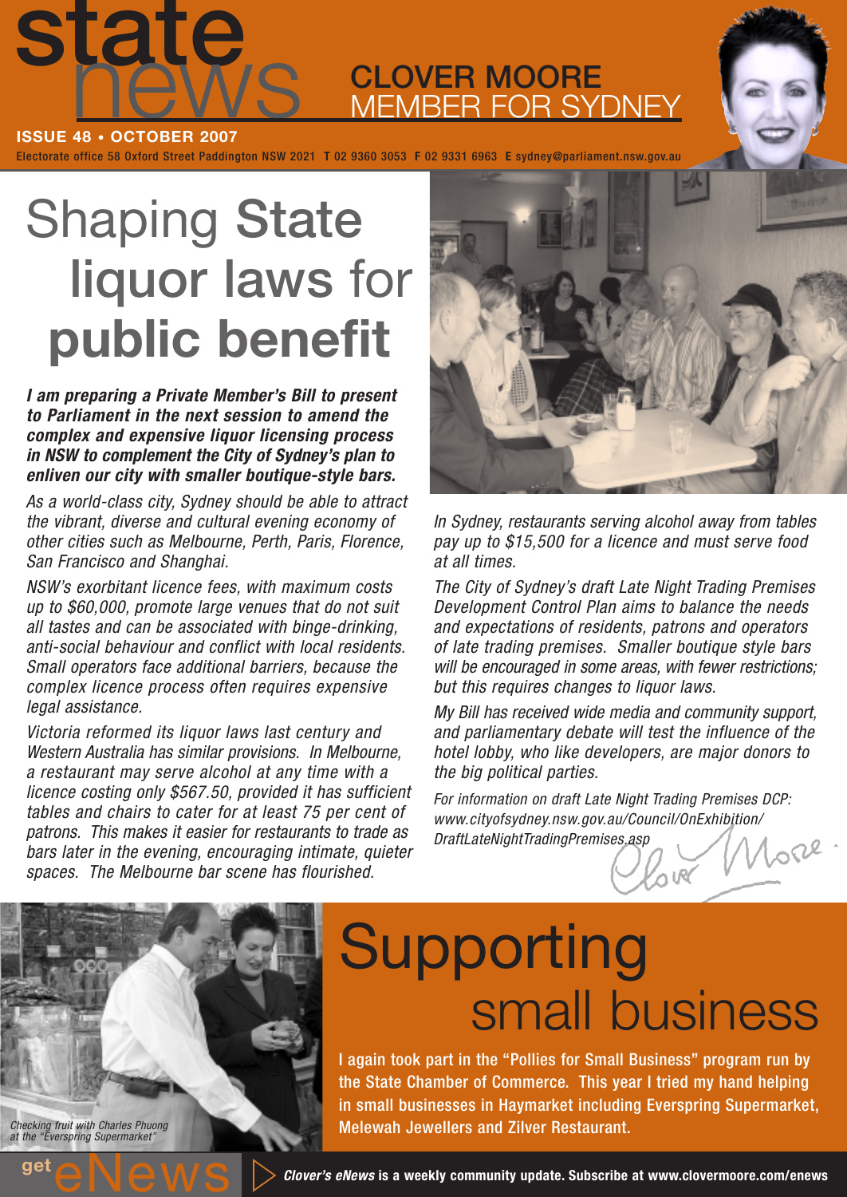# state news

## CLOVER MOORE
## MEMBER FOR SYDNEY

**ISSUE 48 • OCTOBER 2007**

Electorate office 58 Oxford Street Paddington NSW 2021 **T** 02 9360 3053 **F** 02 9331 6963 **E** sydney@parliament.nsw.gov.au

# Shaping State liquor laws for public benefit

***I am preparing a Private Member's Bill to present to Parliament in the next session to amend the complex and expensive liquor licensing process in NSW to complement the City of Sydney's plan to enliven our city with smaller boutique-style bars.***

*As a world-class city, Sydney should be able to attract the vibrant, diverse and cultural evening economy of other cities such as Melbourne, Perth, Paris, Florence, San Francisco and Shanghai.*

*NSW's exorbitant licence fees, with maximum costs up to $60,000, promote large venues that do not suit all tastes and can be associated with binge-drinking, anti-social behaviour and conflict with local residents. Small operators face additional barriers, because the complex licence process often requires expensive legal assistance.*

*Victoria reformed its liquor laws last century and Western Australia has similar provisions. In Melbourne, a restaurant may serve alcohol at any time with a licence costing only $567.50, provided it has sufficient tables and chairs to cater for at least 75 per cent of patrons. This makes it easier for restaurants to trade as bars later in the evening, encouraging intimate, quieter spaces. The Melbourne bar scene has flourished.*

*In Sydney, restaurants serving alcohol away from tables pay up to $15,500 for a licence and must serve food at all times.*

*The City of Sydney's draft Late Night Trading Premises Development Control Plan aims to balance the needs and expectations of residents, patrons and operators of late trading premises. Smaller boutique style bars will be encouraged in some areas, with fewer restrictions; but this requires changes to liquor laws.*

*My Bill has received wide media and community support, and parliamentary debate will test the influence of the hotel lobby, who like developers, are major donors to the big political parties.*

*For information on draft Late Night Trading Premises DCP: www.cityofsydney.nsw.gov.au/Council/OnExhibition/DraftLateNightTradingPremises.asp*

Clover Moore

*Checking fruit with Charles Phuong at the "Everspring Supermarket"*

# Supporting small business

**I again took part in the "Pollies for Small Business" program run by the State Chamber of Commerce. This year I tried my hand helping in small businesses in Haymarket including Everspring Supermarket, Melewah Jewellers and Zilver Restaurant.**

get eNews ***Clover's eNews*** **is a weekly community update. Subscribe at www.clovermoore.com/enews**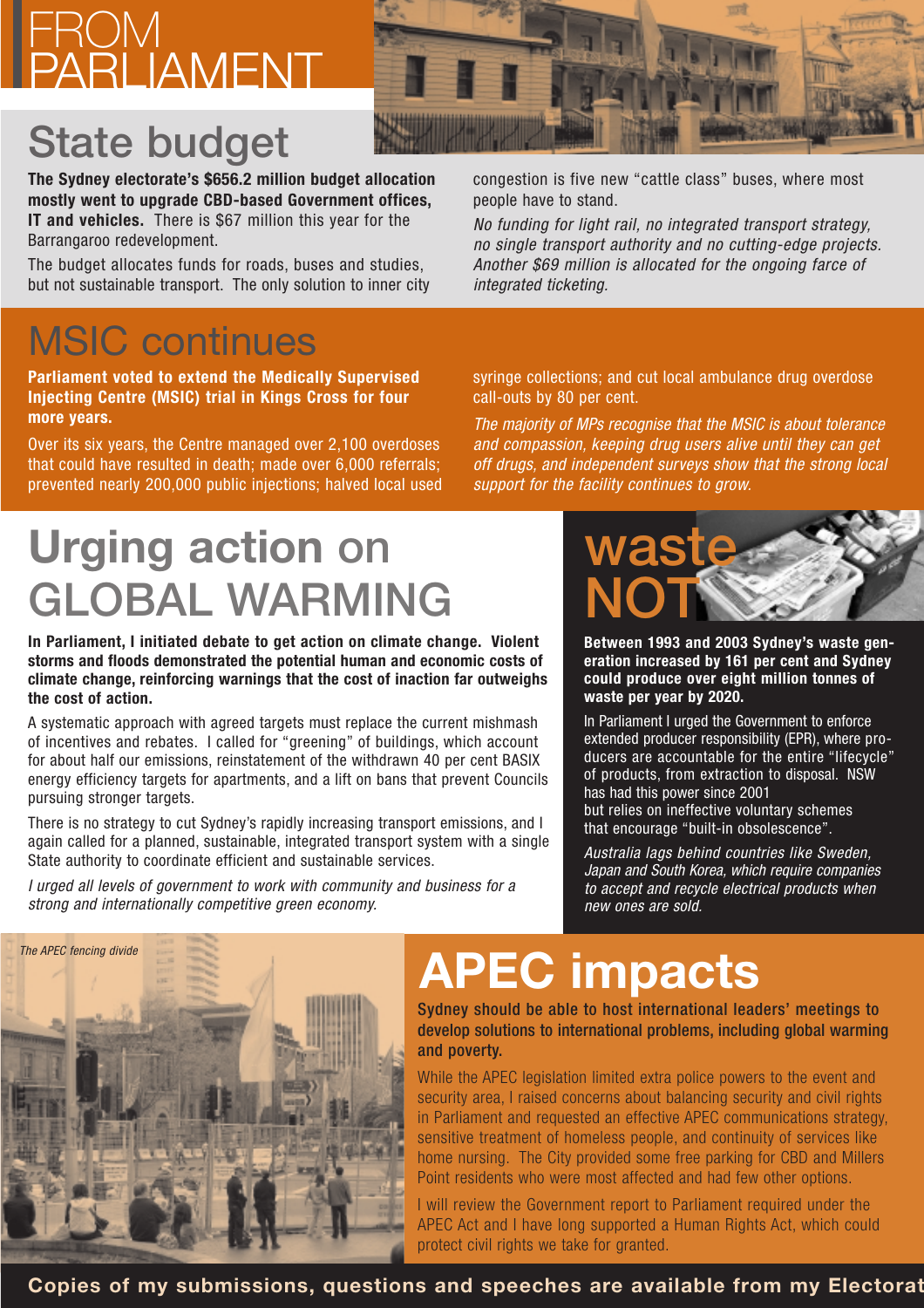# FROM PARLIAMENT

## State budget

**The Sydney electorate's $656.2 million budget allocation mostly went to upgrade CBD-based Government offices, IT and vehicles.** There is $67 million this year for the Barrangaroo redevelopment.

The budget allocates funds for roads, buses and studies, but not sustainable transport. The only solution to inner city congestion is five new "cattle class" buses, where most people have to stand.

*No funding for light rail, no integrated transport strategy, no single transport authority and no cutting-edge projects. Another $69 million is allocated for the ongoing farce of integrated ticketing.*

## MSIC continues

**Parliament voted to extend the Medically Supervised Injecting Centre (MSIC) trial in Kings Cross for four more years.**

Over its six years, the Centre managed over 2,100 overdoses that could have resulted in death; made over 6,000 referrals; prevented nearly 200,000 public injections; halved local used syringe collections; and cut local ambulance drug overdose call-outs by 80 per cent.

*The majority of MPs recognise that the MSIC is about tolerance and compassion, keeping drug users alive until they can get off drugs, and independent surveys show that the strong local support for the facility continues to grow.*

## Urging action on GLOBAL WARMING

**In Parliament, I initiated debate to get action on climate change. Violent storms and floods demonstrated the potential human and economic costs of climate change, reinforcing warnings that the cost of inaction far outweighs the cost of action.**

A systematic approach with agreed targets must replace the current mishmash of incentives and rebates. I called for "greening" of buildings, which account for about half our emissions, reinstatement of the withdrawn 40 per cent BASIX energy efficiency targets for apartments, and a lift on bans that prevent Councils pursuing stronger targets.

There is no strategy to cut Sydney's rapidly increasing transport emissions, and I again called for a planned, sustainable, integrated transport system with a single State authority to coordinate efficient and sustainable services.

*I urged all levels of government to work with community and business for a strong and internationally competitive green economy.*

## waste NOT

**Between 1993 and 2003 Sydney's waste generation increased by 161 per cent and Sydney could produce over eight million tonnes of waste per year by 2020.**

In Parliament I urged the Government to enforce extended producer responsibility (EPR), where producers are accountable for the entire "lifecycle" of products, from extraction to disposal. NSW has had this power since 2001 but relies on ineffective voluntary schemes that encourage "built-in obsolescence".

*Australia lags behind countries like Sweden, Japan and South Korea, which require companies to accept and recycle electrical products when new ones are sold.*

*The APEC fencing divide*

## APEC impacts

**Sydney should be able to host international leaders' meetings to develop solutions to international problems, including global warming and poverty.**

While the APEC legislation limited extra police powers to the event and security area, I raised concerns about balancing security and civil rights in Parliament and requested an effective APEC communications strategy, sensitive treatment of homeless people, and continuity of services like home nursing. The City provided some free parking for CBD and Millers Point residents who were most affected and had few other options.

I will review the Government report to Parliament required under the APEC Act and I have long supported a Human Rights Act, which could protect civil rights we take for granted.

**Copies of my submissions, questions and speeches are available from my Electorat**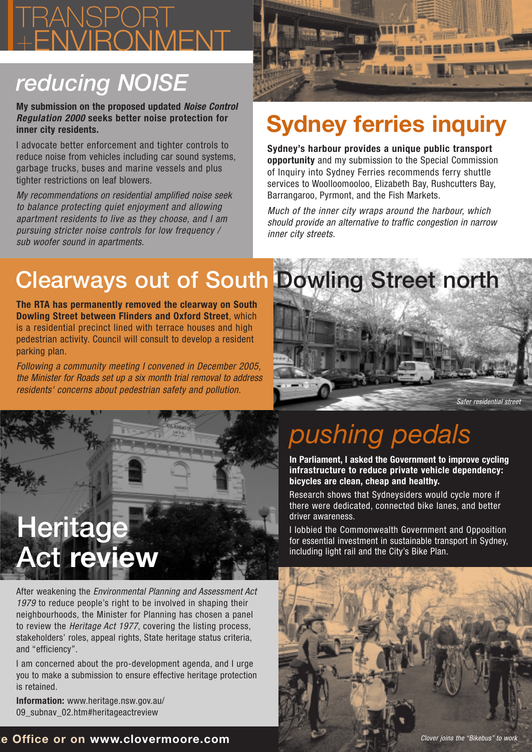# TRANSPORT +ENVIRONMENT

## *reducing NOISE*

**My submission on the proposed updated *Noise Control Regulation 2000* seeks better noise protection for inner city residents.**

I advocate better enforcement and tighter controls to reduce noise from vehicles including car sound systems, garbage trucks, buses and marine vessels and plus tighter restrictions on leaf blowers.

*My recommendations on residential amplified noise seek to balance protecting quiet enjoyment and allowing apartment residents to live as they choose, and I am pursuing stricter noise controls for low frequency / sub woofer sound in apartments.*

## Sydney ferries inquiry

**Sydney's harbour provides a unique public transport opportunity** and my submission to the Special Commission of Inquiry into Sydney Ferries recommends ferry shuttle services to Woolloomooloo, Elizabeth Bay, Rushcutters Bay, Barrangaroo, Pyrmont, and the Fish Markets.

*Much of the inner city wraps around the harbour, which should provide an alternative to traffic congestion in narrow inner city streets.*

## Clearways out of South Dowling Street north

**The RTA has permanently removed the clearway on South Dowling Street between Flinders and Oxford Street**, which is a residential precinct lined with terrace houses and high pedestrian activity. Council will consult to develop a resident parking plan.

*Following a community meeting I convened in December 2005, the Minister for Roads set up a six month trial removal to address residents' concerns about pedestrian safety and pollution.*

*Safer residential street*

## *pushing pedals*

**In Parliament, I asked the Government to improve cycling infrastructure to reduce private vehicle dependency: bicycles are clean, cheap and healthy.**

Research shows that Sydneysiders would cycle more if there were dedicated, connected bike lanes, and better driver awareness.

I lobbied the Commonwealth Government and Opposition for essential investment in sustainable transport in Sydney, including light rail and the City's Bike Plan.

*Clover joins the "Bikebus" to work*

## Heritage Act review

After weakening the *Environmental Planning and Assessment Act 1979* to reduce people's right to be involved in shaping their neighbourhoods, the Minister for Planning has chosen a panel to review the *Heritage Act 1977*, covering the listing process, stakeholders' roles, appeal rights, State heritage status criteria, and "efficiency".

I am concerned about the pro-development agenda, and I urge you to make a submission to ensure effective heritage protection is retained.

**Information:** www.heritage.nsw.gov.au/09_subnav_02.htm#heritageactreview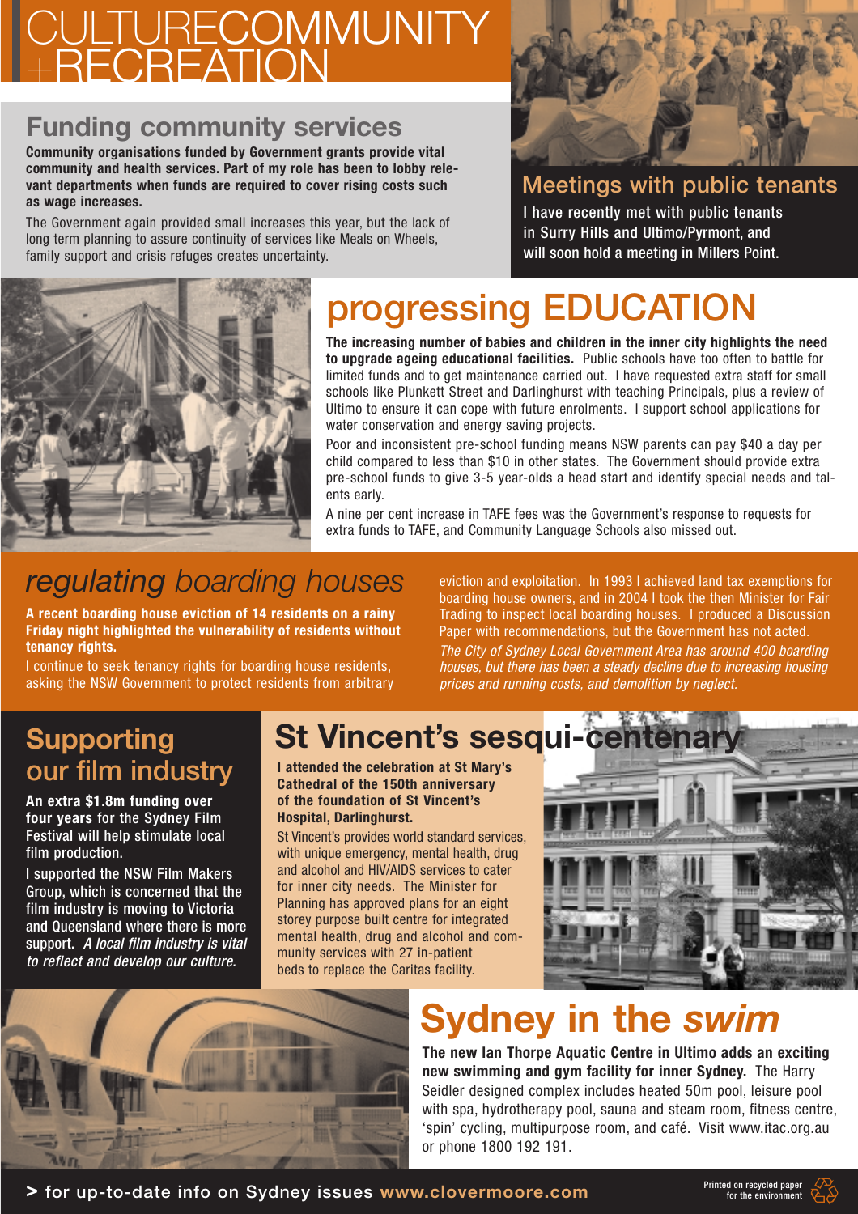# CULTURECOMMUNITY +RECREATION

## Funding community services

**Community organisations funded by Government grants provide vital community and health services. Part of my role has been to lobby relevant departments when funds are required to cover rising costs such as wage increases.**

The Government again provided small increases this year, but the lack of long term planning to assure continuity of services like Meals on Wheels, family support and crisis refuges creates uncertainty.

## Meetings with public tenants

I have recently met with public tenants in Surry Hills and Ultimo/Pyrmont, and will soon hold a meeting in Millers Point.

## progressing EDUCATION

**The increasing number of babies and children in the inner city highlights the need to upgrade ageing educational facilities.** Public schools have too often to battle for limited funds and to get maintenance carried out. I have requested extra staff for small schools like Plunkett Street and Darlinghurst with teaching Principals, plus a review of Ultimo to ensure it can cope with future enrolments. I support school applications for water conservation and energy saving projects.

Poor and inconsistent pre-school funding means NSW parents can pay $40 a day per child compared to less than $10 in other states. The Government should provide extra pre-school funds to give 3-5 year-olds a head start and identify special needs and talents early.

A nine per cent increase in TAFE fees was the Government's response to requests for extra funds to TAFE, and Community Language Schools also missed out.

## *regulating* boarding houses

**A recent boarding house eviction of 14 residents on a rainy Friday night highlighted the vulnerability of residents without tenancy rights.**

I continue to seek tenancy rights for boarding house residents, asking the NSW Government to protect residents from arbitrary eviction and exploitation. In 1993 I achieved land tax exemptions for boarding house owners, and in 2004 I took the then Minister for Fair Trading to inspect local boarding houses. I produced a Discussion Paper with recommendations, but the Government has not acted.

*The City of Sydney Local Government Area has around 400 boarding houses, but there has been a steady decline due to increasing housing prices and running costs, and demolition by neglect.*

## Supporting our film industry

**An extra $1.8m funding over four years** for the Sydney Film Festival will help stimulate local film production.

I supported the NSW Film Makers Group, which is concerned that the film industry is moving to Victoria and Queensland where there is more support. *A local film industry is vital to reflect and develop our culture.*

## St Vincent's sesqui-centenary

**I attended the celebration at St Mary's Cathedral of the 150th anniversary of the foundation of St Vincent's Hospital, Darlinghurst.**

St Vincent's provides world standard services, with unique emergency, mental health, drug and alcohol and HIV/AIDS services to cater for inner city needs. The Minister for Planning has approved plans for an eight storey purpose built centre for integrated mental health, drug and alcohol and community services with 27 in-patient beds to replace the Caritas facility.

## Sydney in the *swim*

**The new Ian Thorpe Aquatic Centre in Ultimo adds an exciting new swimming and gym facility for inner Sydney.** The Harry Seidler designed complex includes heated 50m pool, leisure pool with spa, hydrotherapy pool, sauna and steam room, fitness centre, 'spin' cycling, multipurpose room, and café. Visit www.itac.org.au or phone 1800 192 191.

> for up-to-date info on Sydney issues **www.clovermoore.com**

Printed on recycled paper for the environment